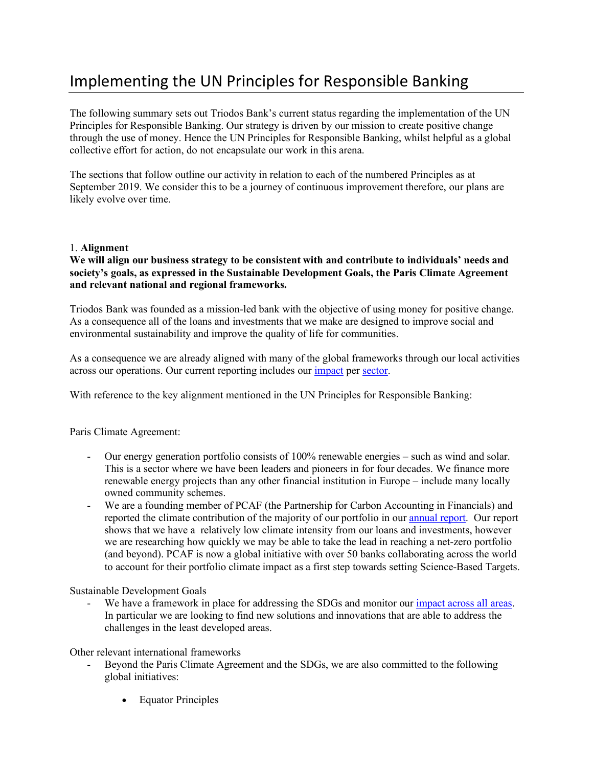# Implementing the UN Principles for Responsible Banking

The following summary sets out Triodos Bank's current status regarding the implementation of the UN Principles for Responsible Banking. Our strategy is driven by our mission to create positive change through the use of money. Hence the UN Principles for Responsible Banking, whilst helpful as a global collective effort for action, do not encapsulate our work in this arena.

The sections that follow outline our activity in relation to each of the numbered Principles as at September 2019. We consider this to be a journey of continuous improvement therefore, our plans are likely evolve over time.

1. **Alignment**

**We will align our business strategy to be consistent with and contribute to individuals' needs and society's goals, as expressed in the Sustainable Development Goals, the Paris Climate Agreement and relevant national and regional frameworks.**

Triodos Bank was founded as a mission-led bank with the objective of using money for positive change. As a consequence all of the loans and investments that we make are designed to improve social and environmental sustainability and improve the quality of life for communities.

As a consequence we are already aligned with many of the global frameworks through our local activities across our operations. Our current reporting includes our impact per sector.

With reference to the key alignment mentioned in the UN Principles for Responsible Banking:

Paris Climate Agreement:

- Our energy generation portfolio consists of 100% renewable energies – such as wind and solar. This is a sector where we have been leaders and pioneers in for four decades. We finance more renewable energy projects than any other financial institution in Europe – include many locally owned community schemes.
- We are a founding member of PCAF (the Partnership for Carbon Accounting in Financials) and reported the climate contribution of the majority of our portfolio in our annual report. Our report shows that we have a relatively low climate intensity from our loans and investments, however we are researching how quickly we may be able to take the lead in reaching a net-zero portfolio (and beyond). PCAF is now a global initiative with over 50 banks collaborating across the world to account for their portfolio climate impact as a first step towards setting Science-Based Targets.

Sustainable Development Goals

- We have a framework in place for addressing the SDGs and monitor our impact across all areas. In particular we are looking to find new solutions and innovations that are able to address the challenges in the least developed areas.

Other relevant international frameworks

- Beyond the Paris Climate Agreement and the SDGs, we are also committed to the following global initiatives:
    - Equator Principles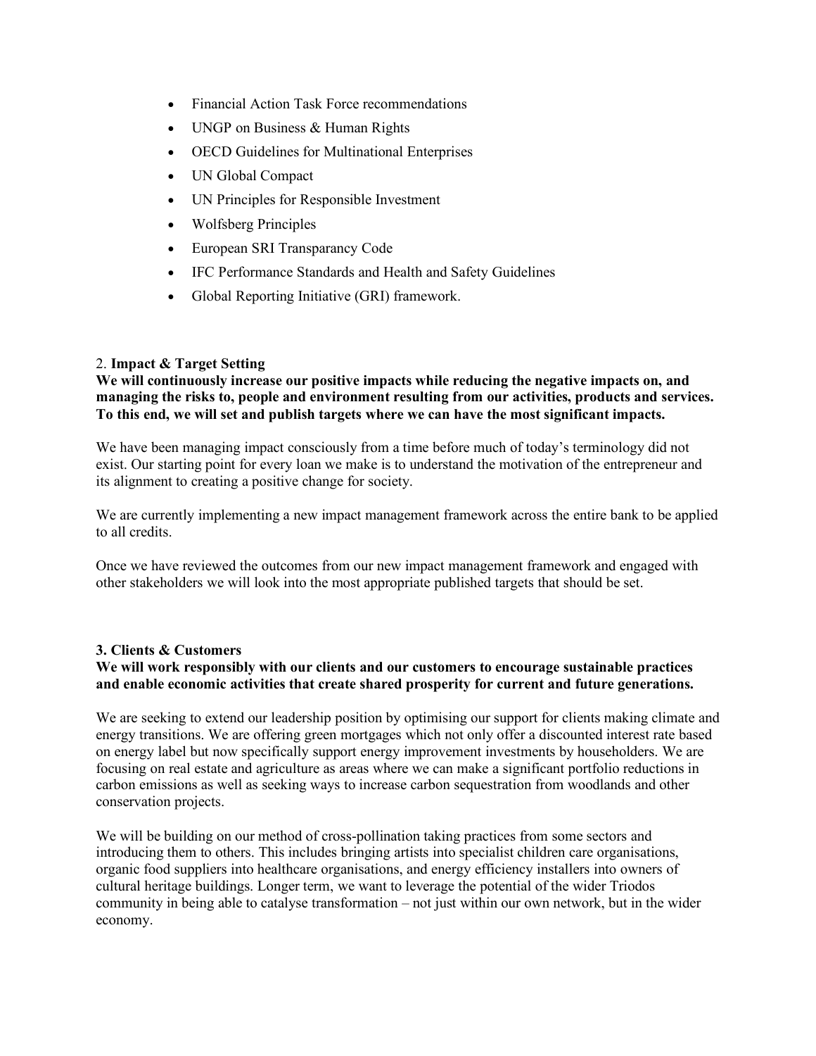- Financial Action Task Force recommendations
- UNGP on Business & Human Rights
- OECD Guidelines for Multinational Enterprises
- UN Global Compact
- UN Principles for Responsible Investment
- Wolfsberg Principles
- European SRI Transparancy Code
- IFC Performance Standards and Health and Safety Guidelines
- Global Reporting Initiative (GRI) framework.

2. **Impact & Target Setting**

**We will continuously increase our positive impacts while reducing the negative impacts on, and managing the risks to, people and environment resulting from our activities, products and services. To this end, we will set and publish targets where we can have the most significant impacts.**

We have been managing impact consciously from a time before much of today's terminology did not exist. Our starting point for every loan we make is to understand the motivation of the entrepreneur and its alignment to creating a positive change for society.

We are currently implementing a new impact management framework across the entire bank to be applied to all credits.

Once we have reviewed the outcomes from our new impact management framework and engaged with other stakeholders we will look into the most appropriate published targets that should be set.

**3. Clients & Customers**

**We will work responsibly with our clients and our customers to encourage sustainable practices and enable economic activities that create shared prosperity for current and future generations.**

We are seeking to extend our leadership position by optimising our support for clients making climate and energy transitions. We are offering green mortgages which not only offer a discounted interest rate based on energy label but now specifically support energy improvement investments by householders. We are focusing on real estate and agriculture as areas where we can make a significant portfolio reductions in carbon emissions as well as seeking ways to increase carbon sequestration from woodlands and other conservation projects.

We will be building on our method of cross-pollination taking practices from some sectors and introducing them to others. This includes bringing artists into specialist children care organisations, organic food suppliers into healthcare organisations, and energy efficiency installers into owners of cultural heritage buildings. Longer term, we want to leverage the potential of the wider Triodos community in being able to catalyse transformation – not just within our own network, but in the wider economy.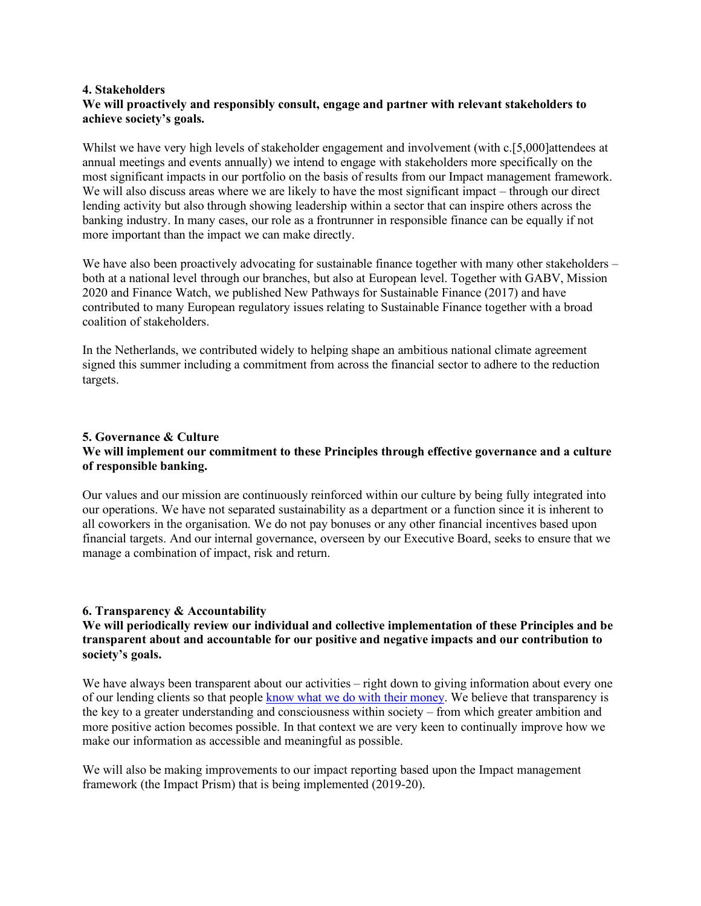**4. Stakeholders**
**We will proactively and responsibly consult, engage and partner with relevant stakeholders to achieve society's goals.**

Whilst we have very high levels of stakeholder engagement and involvement (with c.[5,000]attendees at annual meetings and events annually) we intend to engage with stakeholders more specifically on the most significant impacts in our portfolio on the basis of results from our Impact management framework. We will also discuss areas where we are likely to have the most significant impact – through our direct lending activity but also through showing leadership within a sector that can inspire others across the banking industry. In many cases, our role as a frontrunner in responsible finance can be equally if not more important than the impact we can make directly.

We have also been proactively advocating for sustainable finance together with many other stakeholders – both at a national level through our branches, but also at European level. Together with GABV, Mission 2020 and Finance Watch, we published New Pathways for Sustainable Finance (2017) and have contributed to many European regulatory issues relating to Sustainable Finance together with a broad coalition of stakeholders.

In the Netherlands, we contributed widely to helping shape an ambitious national climate agreement signed this summer including a commitment from across the financial sector to adhere to the reduction targets.

**5. Governance & Culture**
**We will implement our commitment to these Principles through effective governance and a culture of responsible banking.**

Our values and our mission are continuously reinforced within our culture by being fully integrated into our operations. We have not separated sustainability as a department or a function since it is inherent to all coworkers in the organisation. We do not pay bonuses or any other financial incentives based upon financial targets. And our internal governance, overseen by our Executive Board, seeks to ensure that we manage a combination of impact, risk and return.

**6. Transparency & Accountability**
**We will periodically review our individual and collective implementation of these Principles and be transparent about and accountable for our positive and negative impacts and our contribution to society's goals.**

We have always been transparent about our activities – right down to giving information about every one of our lending clients so that people know what we do with their money. We believe that transparency is the key to a greater understanding and consciousness within society – from which greater ambition and more positive action becomes possible. In that context we are very keen to continually improve how we make our information as accessible and meaningful as possible.

We will also be making improvements to our impact reporting based upon the Impact management framework (the Impact Prism) that is being implemented (2019-20).